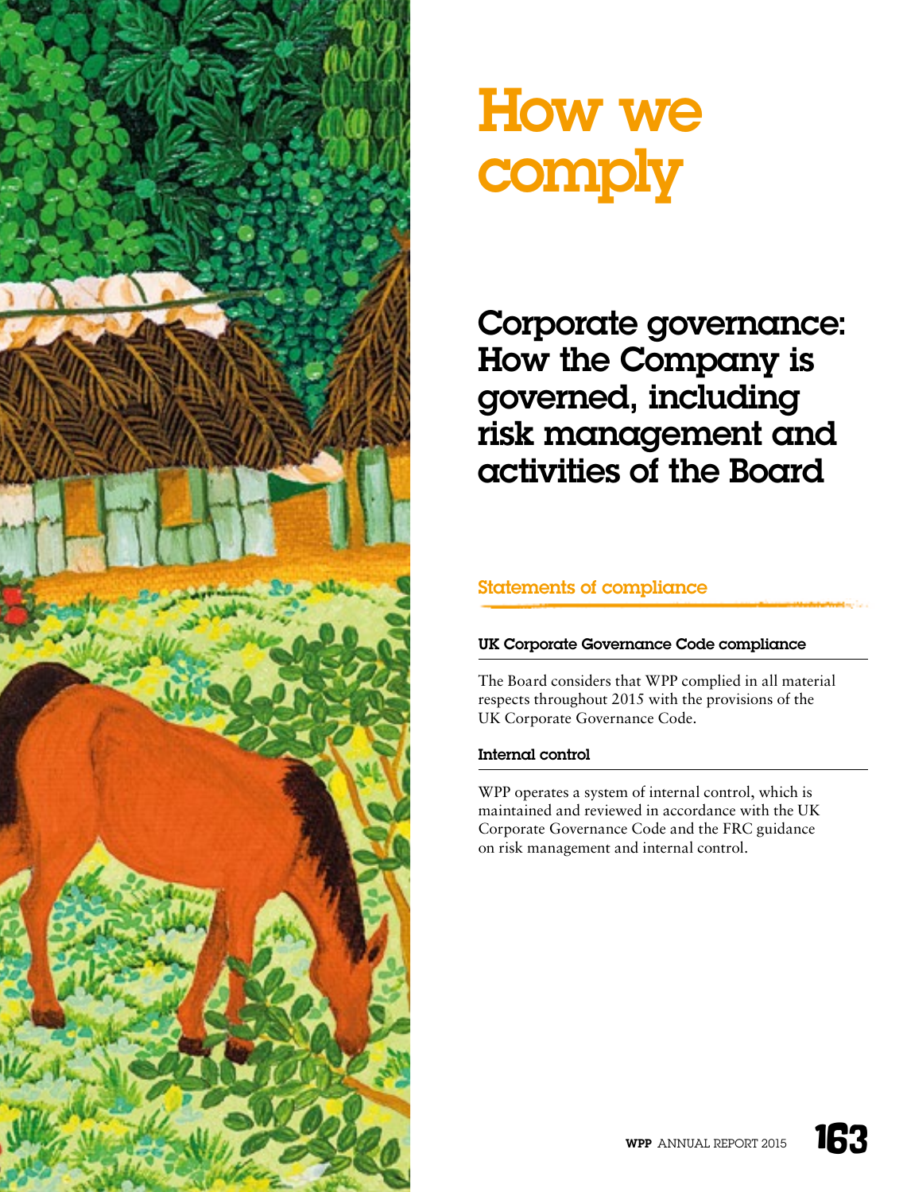# How we comply

## Corporate governance: How the Company is governed, including risk management and activities of the Board

### Statements of compliance

#### UK Corporate Governance Code compliance

The Board considers that WPP complied in all material respects throughout 2015 with the provisions of the UK Corporate Governance Code.

#### Internal control

WPP operates a system of internal control, which is maintained and reviewed in accordance with the UK Corporate Governance Code and the FRC guidance on risk management and internal control.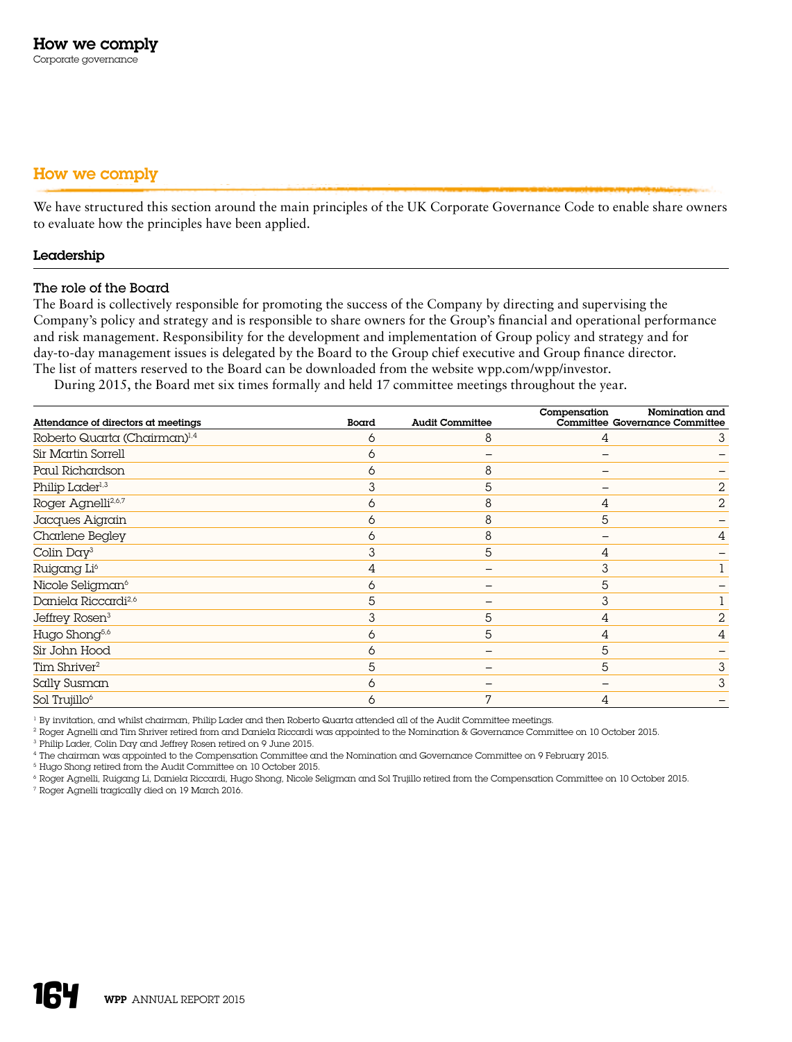# How we comply

We have structured this section around the main principles of the UK Corporate Governance Code to enable share owners to evaluate how the principles have been applied.

## Leadership

### The role of the Board

The Board is collectively responsible for promoting the success of the Company by directing and supervising the Company's policy and strategy and is responsible to share owners for the Group's financial and operational performance and risk management. Responsibility for the development and implementation of Group policy and strategy and for day-to-day management issues is delegated by the Board to the Group chief executive and Group finance director. The list of matters reserved to the Board can be downloaded from the website wpp.com/wpp/investor.

During 2015, the Board met six times formally and held 17 committee meetings throughout the year.

| Attendance of directors at meetings | Board | Audit Committee | Compensation Committee | Nomination and Governance Committee |
|---|---|---|---|---|
| Roberto Quarta (Chairman)[1,4] | 6 | 8 | 4 | 3 |
| Sir Martin Sorrell | 6 | – | – | – |
| Paul Richardson | 6 | 8 | – | – |
| Philip Lader[1,3] | 3 | 5 | – | 2 |
| Roger Agnelli[2,6,7] | 6 | 8 | 4 | 2 |
| Jacques Aigrain | 6 | 8 | 5 | – |
| Charlene Begley | 6 | 8 | – | 4 |
| Colin Day[3] | 3 | 5 | 4 | – |
| Ruigang Li[6] | 4 | – | 3 | 1 |
| Nicole Seligman[6] | 6 | – | 5 | – |
| Daniela Riccardi[2,6] | 5 | – | 3 | 1 |
| Jeffrey Rosen[3] | 3 | 5 | 4 | 2 |
| Hugo Shong[5,6] | 6 | 5 | 4 | 4 |
| Sir John Hood | 6 | – | 5 | – |
| Tim Shriver[2] | 5 | – | 5 | 3 |
| Sally Susman | 6 | – | – | 3 |
| Sol Trujillo[6] | 6 | 7 | 4 | – |

[1] By invitation, and whilst chairman, Philip Lader and then Roberto Quarta attended all of the Audit Committee meetings.
[2] Roger Agnelli and Tim Shriver retired from and Daniela Riccardi was appointed to the Nomination & Governance Committee on 10 October 2015.
[3] Philip Lader, Colin Day and Jeffrey Rosen retired on 9 June 2015.
[4] The chairman was appointed to the Compensation Committee and the Nomination and Governance Committee on 9 February 2015.
[5] Hugo Shong retired from the Audit Committee on 10 October 2015.
[6] Roger Agnelli, Ruigang Li, Daniela Riccardi, Hugo Shong, Nicole Seligman and Sol Trujillo retired from the Compensation Committee on 10 October 2015.
[7] Roger Agnelli tragically died on 19 March 2016.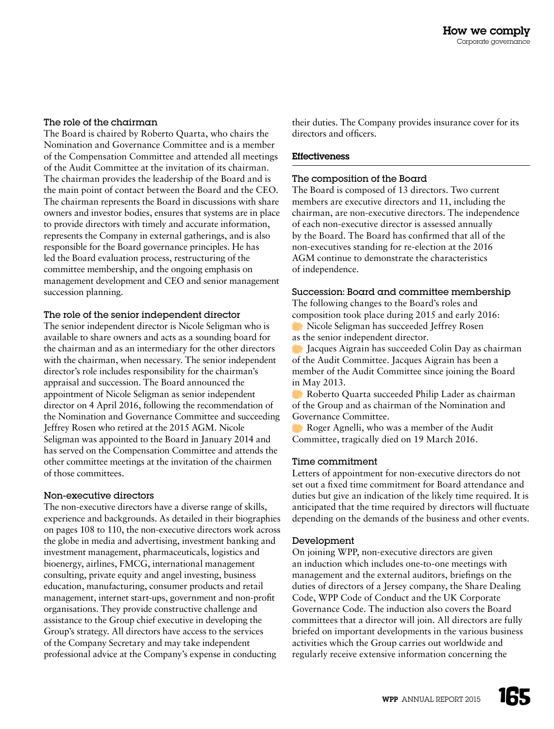### The role of the chairman

The Board is chaired by Roberto Quarta, who chairs the Nomination and Governance Committee and is a member of the Compensation Committee and attended all meetings of the Audit Committee at the invitation of its chairman. The chairman provides the leadership of the Board and is the main point of contact between the Board and the CEO. The chairman represents the Board in discussions with share owners and investor bodies, ensures that systems are in place to provide directors with timely and accurate information, represents the Company in external gatherings, and is also responsible for the Board governance principles. He has led the Board evaluation process, restructuring of the committee membership, and the ongoing emphasis on management development and CEO and senior management succession planning.

### The role of the senior independent director

The senior independent director is Nicole Seligman who is available to share owners and acts as a sounding board for the chairman and as an intermediary for the other directors with the chairman, when necessary. The senior independent director's role includes responsibility for the chairman's appraisal and succession. The Board announced the appointment of Nicole Seligman as senior independent director on 4 April 2016, following the recommendation of the Nomination and Governance Committee and succeeding Jeffrey Rosen who retired at the 2015 AGM. Nicole Seligman was appointed to the Board in January 2014 and has served on the Compensation Committee and attends the other committee meetings at the invitation of the chairmen of those committees.

### Non-executive directors

The non-executive directors have a diverse range of skills, experience and backgrounds. As detailed in their biographies on pages 108 to 110, the non-executive directors work across the globe in media and advertising, investment banking and investment management, pharmaceuticals, logistics and bioenergy, airlines, FMCG, international management consulting, private equity and angel investing, business education, manufacturing, consumer products and retail management, internet start-ups, government and non-profit organisations. They provide constructive challenge and assistance to the Group chief executive in developing the Group's strategy. All directors have access to the services of the Company Secretary and may take independent professional advice at the Company's expense in conducting their duties. The Company provides insurance cover for its directors and officers.

## Effectiveness

### The composition of the Board

The Board is composed of 13 directors. Two current members are executive directors and 11, including the chairman, are non-executive directors. The independence of each non-executive director is assessed annually by the Board. The Board has confirmed that all of the non-executives standing for re-election at the 2016 AGM continue to demonstrate the characteristics of independence.

### Succession: Board and committee membership

The following changes to the Board's roles and composition took place during 2015 and early 2016:

- Nicole Seligman has succeeded Jeffrey Rosen as the senior independent director.
- Jacques Aigrain has succeeded Colin Day as chairman of the Audit Committee. Jacques Aigrain has been a member of the Audit Committee since joining the Board in May 2013.
- Roberto Quarta succeeded Philip Lader as chairman of the Group and as chairman of the Nomination and Governance Committee.
- Roger Agnelli, who was a member of the Audit Committee, tragically died on 19 March 2016.

### Time commitment

Letters of appointment for non-executive directors do not set out a fixed time commitment for Board attendance and duties but give an indication of the likely time required. It is anticipated that the time required by directors will fluctuate depending on the demands of the business and other events.

### Development

On joining WPP, non-executive directors are given an induction which includes one-to-one meetings with management and the external auditors, briefings on the duties of directors of a Jersey company, the Share Dealing Code, WPP Code of Conduct and the UK Corporate Governance Code. The induction also covers the Board committees that a director will join. All directors are fully briefed on important developments in the various business activities which the Group carries out worldwide and regularly receive extensive information concerning the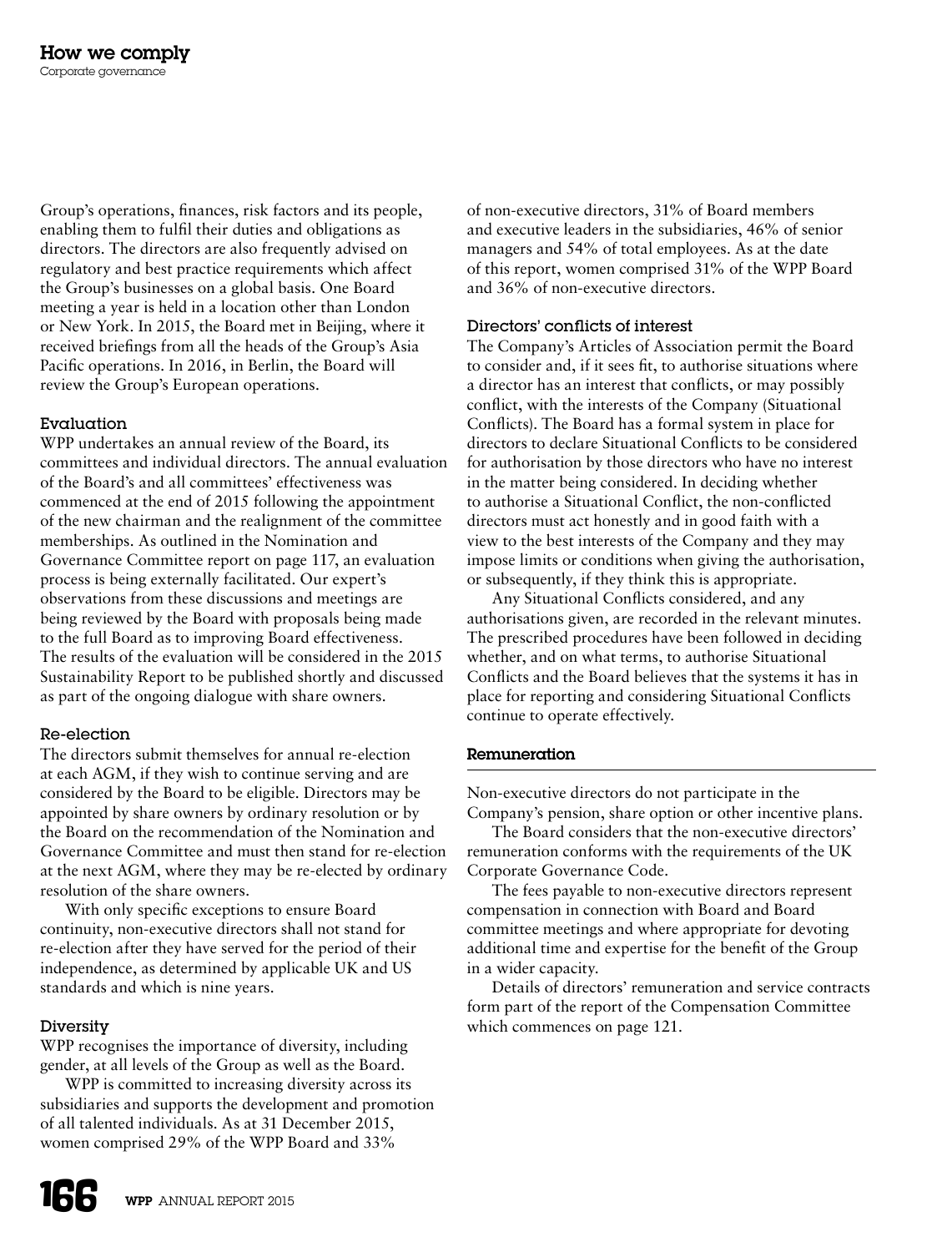Group's operations, finances, risk factors and its people, enabling them to fulfil their duties and obligations as directors. The directors are also frequently advised on regulatory and best practice requirements which affect the Group's businesses on a global basis. One Board meeting a year is held in a location other than London or New York. In 2015, the Board met in Beijing, where it received briefings from all the heads of the Group's Asia Pacific operations. In 2016, in Berlin, the Board will review the Group's European operations.

### Evaluation

WPP undertakes an annual review of the Board, its committees and individual directors. The annual evaluation of the Board's and all committees' effectiveness was commenced at the end of 2015 following the appointment of the new chairman and the realignment of the committee memberships. As outlined in the Nomination and Governance Committee report on page 117, an evaluation process is being externally facilitated. Our expert's observations from these discussions and meetings are being reviewed by the Board with proposals being made to the full Board as to improving Board effectiveness. The results of the evaluation will be considered in the 2015 Sustainability Report to be published shortly and discussed as part of the ongoing dialogue with share owners.

### Re-election

The directors submit themselves for annual re-election at each AGM, if they wish to continue serving and are considered by the Board to be eligible. Directors may be appointed by share owners by ordinary resolution or by the Board on the recommendation of the Nomination and Governance Committee and must then stand for re-election at the next AGM, where they may be re-elected by ordinary resolution of the share owners.

With only specific exceptions to ensure Board continuity, non-executive directors shall not stand for re-election after they have served for the period of their independence, as determined by applicable UK and US standards and which is nine years.

### Diversity

WPP recognises the importance of diversity, including gender, at all levels of the Group as well as the Board.

WPP is committed to increasing diversity across its subsidiaries and supports the development and promotion of all talented individuals. As at 31 December 2015, women comprised 29% of the WPP Board and 33% of non-executive directors, 31% of Board members and executive leaders in the subsidiaries, 46% of senior managers and 54% of total employees. As at the date of this report, women comprised 31% of the WPP Board and 36% of non-executive directors.

### Directors' conflicts of interest

The Company's Articles of Association permit the Board to consider and, if it sees fit, to authorise situations where a director has an interest that conflicts, or may possibly conflict, with the interests of the Company (Situational Conflicts). The Board has a formal system in place for directors to declare Situational Conflicts to be considered for authorisation by those directors who have no interest in the matter being considered. In deciding whether to authorise a Situational Conflict, the non-conflicted directors must act honestly and in good faith with a view to the best interests of the Company and they may impose limits or conditions when giving the authorisation, or subsequently, if they think this is appropriate.

Any Situational Conflicts considered, and any authorisations given, are recorded in the relevant minutes. The prescribed procedures have been followed in deciding whether, and on what terms, to authorise Situational Conflicts and the Board believes that the systems it has in place for reporting and considering Situational Conflicts continue to operate effectively.

## Remuneration

Non-executive directors do not participate in the Company's pension, share option or other incentive plans.

The Board considers that the non-executive directors' remuneration conforms with the requirements of the UK Corporate Governance Code.

The fees payable to non-executive directors represent compensation in connection with Board and Board committee meetings and where appropriate for devoting additional time and expertise for the benefit of the Group in a wider capacity.

Details of directors' remuneration and service contracts form part of the report of the Compensation Committee which commences on page 121.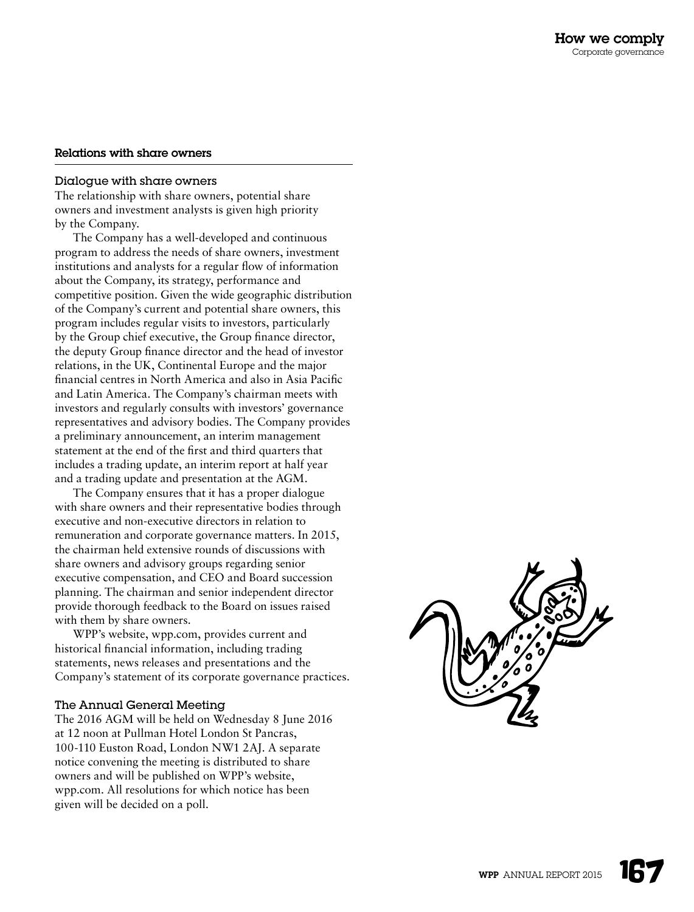## Relations with share owners

### Dialogue with share owners

The relationship with share owners, potential share owners and investment analysts is given high priority by the Company.

The Company has a well-developed and continuous program to address the needs of share owners, investment institutions and analysts for a regular flow of information about the Company, its strategy, performance and competitive position. Given the wide geographic distribution of the Company's current and potential share owners, this program includes regular visits to investors, particularly by the Group chief executive, the Group finance director, the deputy Group finance director and the head of investor relations, in the UK, Continental Europe and the major financial centres in North America and also in Asia Pacific and Latin America. The Company's chairman meets with investors and regularly consults with investors' governance representatives and advisory bodies. The Company provides a preliminary announcement, an interim management statement at the end of the first and third quarters that includes a trading update, an interim report at half year and a trading update and presentation at the AGM.

The Company ensures that it has a proper dialogue with share owners and their representative bodies through executive and non-executive directors in relation to remuneration and corporate governance matters. In 2015, the chairman held extensive rounds of discussions with share owners and advisory groups regarding senior executive compensation, and CEO and Board succession planning. The chairman and senior independent director provide thorough feedback to the Board on issues raised with them by share owners.

WPP's website, wpp.com, provides current and historical financial information, including trading statements, news releases and presentations and the Company's statement of its corporate governance practices.

### The Annual General Meeting

The 2016 AGM will be held on Wednesday 8 June 2016 at 12 noon at Pullman Hotel London St Pancras, 100-110 Euston Road, London NW1 2AJ. A separate notice convening the meeting is distributed to share owners and will be published on WPP's website, wpp.com. All resolutions for which notice has been given will be decided on a poll.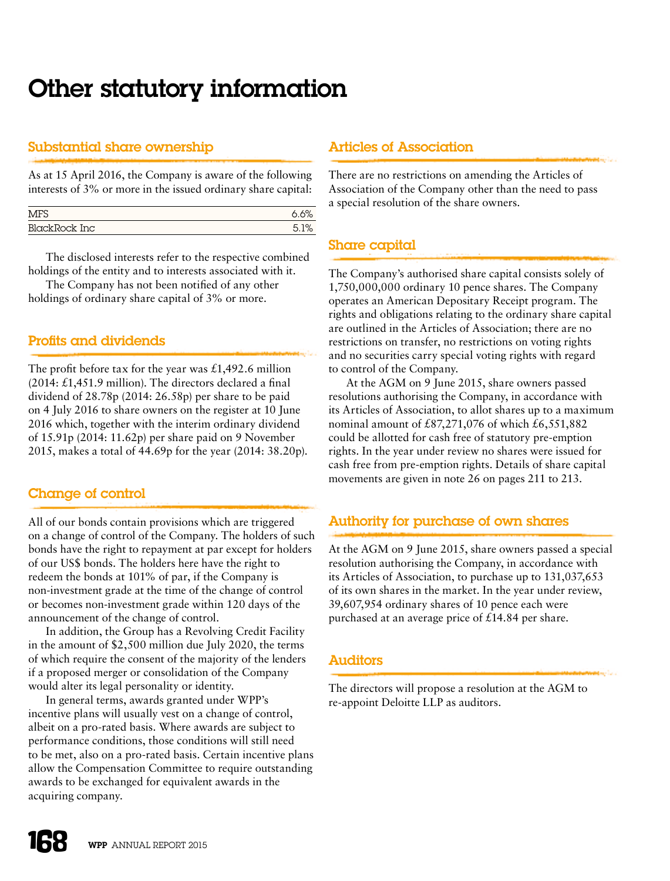# Other statutory information

## Substantial share ownership

As at 15 April 2016, the Company is aware of the following interests of 3% or more in the issued ordinary share capital:

| | |
|---|---|
| MFS | 6.6% |
| BlackRock Inc | 5.1% |

The disclosed interests refer to the respective combined holdings of the entity and to interests associated with it.

The Company has not been notified of any other holdings of ordinary share capital of 3% or more.

## Profits and dividends

The profit before tax for the year was £1,492.6 million (2014: £1,451.9 million). The directors declared a final dividend of 28.78p (2014: 26.58p) per share to be paid on 4 July 2016 to share owners on the register at 10 June 2016 which, together with the interim ordinary dividend of 15.91p (2014: 11.62p) per share paid on 9 November 2015, makes a total of 44.69p for the year (2014: 38.20p).

## Change of control

All of our bonds contain provisions which are triggered on a change of control of the Company. The holders of such bonds have the right to repayment at par except for holders of our US$ bonds. The holders here have the right to redeem the bonds at 101% of par, if the Company is non-investment grade at the time of the change of control or becomes non-investment grade within 120 days of the announcement of the change of control.

In addition, the Group has a Revolving Credit Facility in the amount of $2,500 million due July 2020, the terms of which require the consent of the majority of the lenders if a proposed merger or consolidation of the Company would alter its legal personality or identity.

In general terms, awards granted under WPP's incentive plans will usually vest on a change of control, albeit on a pro-rated basis. Where awards are subject to performance conditions, those conditions will still need to be met, also on a pro-rated basis. Certain incentive plans allow the Compensation Committee to require outstanding awards to be exchanged for equivalent awards in the acquiring company.

## Articles of Association

There are no restrictions on amending the Articles of Association of the Company other than the need to pass a special resolution of the share owners.

## Share capital

The Company's authorised share capital consists solely of 1,750,000,000 ordinary 10 pence shares. The Company operates an American Depositary Receipt program. The rights and obligations relating to the ordinary share capital are outlined in the Articles of Association; there are no restrictions on transfer, no restrictions on voting rights and no securities carry special voting rights with regard to control of the Company.

At the AGM on 9 June 2015, share owners passed resolutions authorising the Company, in accordance with its Articles of Association, to allot shares up to a maximum nominal amount of £87,271,076 of which £6,551,882 could be allotted for cash free of statutory pre-emption rights. In the year under review no shares were issued for cash free from pre-emption rights. Details of share capital movements are given in note 26 on pages 211 to 213.

## Authority for purchase of own shares

At the AGM on 9 June 2015, share owners passed a special resolution authorising the Company, in accordance with its Articles of Association, to purchase up to 131,037,653 of its own shares in the market. In the year under review, 39,607,954 ordinary shares of 10 pence each were purchased at an average price of £14.84 per share.

## Auditors

The directors will propose a resolution at the AGM to re-appoint Deloitte LLP as auditors.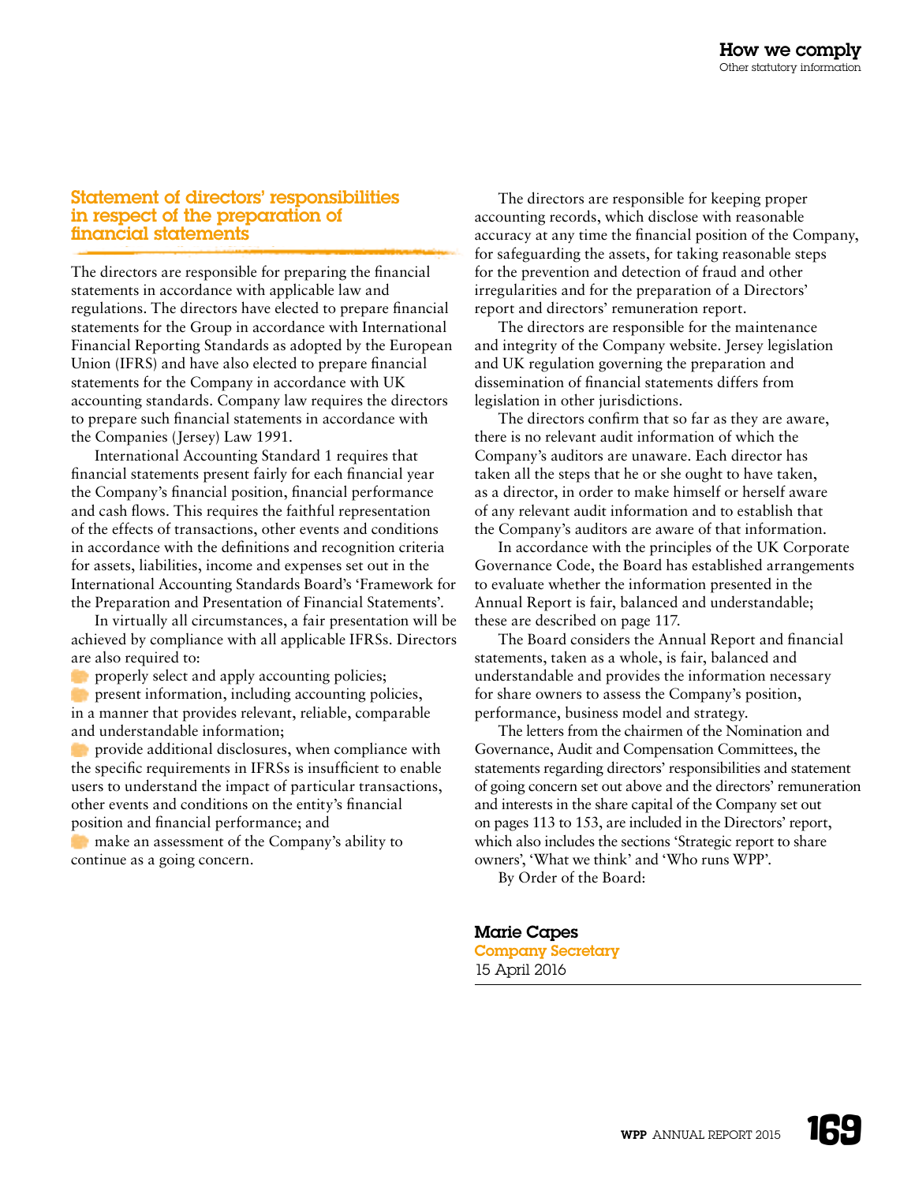## Statement of directors' responsibilities in respect of the preparation of financial statements

The directors are responsible for preparing the financial statements in accordance with applicable law and regulations. The directors have elected to prepare financial statements for the Group in accordance with International Financial Reporting Standards as adopted by the European Union (IFRS) and have also elected to prepare financial statements for the Company in accordance with UK accounting standards. Company law requires the directors to prepare such financial statements in accordance with the Companies (Jersey) Law 1991.

International Accounting Standard 1 requires that financial statements present fairly for each financial year the Company's financial position, financial performance and cash flows. This requires the faithful representation of the effects of transactions, other events and conditions in accordance with the definitions and recognition criteria for assets, liabilities, income and expenses set out in the International Accounting Standards Board's 'Framework for the Preparation and Presentation of Financial Statements'.

In virtually all circumstances, a fair presentation will be achieved by compliance with all applicable IFRSs. Directors are also required to:

- properly select and apply accounting policies;
- present information, including accounting policies, in a manner that provides relevant, reliable, comparable and understandable information;
- provide additional disclosures, when compliance with the specific requirements in IFRSs is insufficient to enable users to understand the impact of particular transactions, other events and conditions on the entity's financial position and financial performance; and
- make an assessment of the Company's ability to continue as a going concern.

The directors are responsible for keeping proper accounting records, which disclose with reasonable accuracy at any time the financial position of the Company, for safeguarding the assets, for taking reasonable steps for the prevention and detection of fraud and other irregularities and for the preparation of a Directors' report and directors' remuneration report.

The directors are responsible for the maintenance and integrity of the Company website. Jersey legislation and UK regulation governing the preparation and dissemination of financial statements differs from legislation in other jurisdictions.

The directors confirm that so far as they are aware, there is no relevant audit information of which the Company's auditors are unaware. Each director has taken all the steps that he or she ought to have taken, as a director, in order to make himself or herself aware of any relevant audit information and to establish that the Company's auditors are aware of that information.

In accordance with the principles of the UK Corporate Governance Code, the Board has established arrangements to evaluate whether the information presented in the Annual Report is fair, balanced and understandable; these are described on page 117.

The Board considers the Annual Report and financial statements, taken as a whole, is fair, balanced and understandable and provides the information necessary for share owners to assess the Company's position, performance, business model and strategy.

The letters from the chairmen of the Nomination and Governance, Audit and Compensation Committees, the statements regarding directors' responsibilities and statement of going concern set out above and the directors' remuneration and interests in the share capital of the Company set out on pages 113 to 153, are included in the Directors' report, which also includes the sections 'Strategic report to share owners', 'What we think' and 'Who runs WPP'.

By Order of the Board:

**Marie Capes**
Company Secretary
15 April 2016